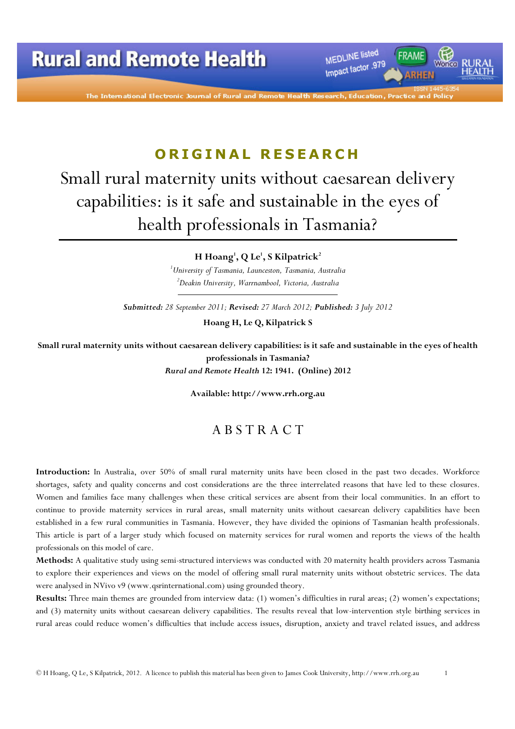**ORIGINAL RESEARCH**

# Small rural maternity units without caesarean delivery capabilities: is it safe and sustainable in the eyes of health professionals in Tasmania?

**H Hoang[1], Q Le[1], S Kilpatrick[2]**

[1]*University of Tasmania, Launceston, Tasmania, Australia*

[2]*Deakin University, Warrnambool, Victoria, Australia*

***Submitted:*** *28 September 2011;* ***Revised:*** *27 March 2012;* ***Published:*** *3 July 2012*

**Hoang H, Le Q, Kilpatrick S**

**Small rural maternity units without caesarean delivery capabilities: is it safe and sustainable in the eyes of health professionals in Tasmania?**
***Rural and Remote Health*** **12: 1941. (Online) 2012**

**Available: http://www.rrh.org.au**

## ABSTRACT

**Introduction:** In Australia, over 50% of small rural maternity units have been closed in the past two decades. Workforce shortages, safety and quality concerns and cost considerations are the three interrelated reasons that have led to these closures. Women and families face many challenges when these critical services are absent from their local communities. In an effort to continue to provide maternity services in rural areas, small maternity units without caesarean delivery capabilities have been established in a few rural communities in Tasmania. However, they have divided the opinions of Tasmanian health professionals. This article is part of a larger study which focused on maternity services for rural women and reports the views of the health professionals on this model of care.

**Methods:** A qualitative study using semi-structured interviews was conducted with 20 maternity health providers across Tasmania to explore their experiences and views on the model of offering small rural maternity units without obstetric services. The data were analysed in NVivo v9 (www.qsrinternational.com) using grounded theory.

**Results:** Three main themes are grounded from interview data: (1) women's difficulties in rural areas; (2) women's expectations; and (3) maternity units without caesarean delivery capabilities. The results reveal that low-intervention style birthing services in rural areas could reduce women's difficulties that include access issues, disruption, anxiety and travel related issues, and address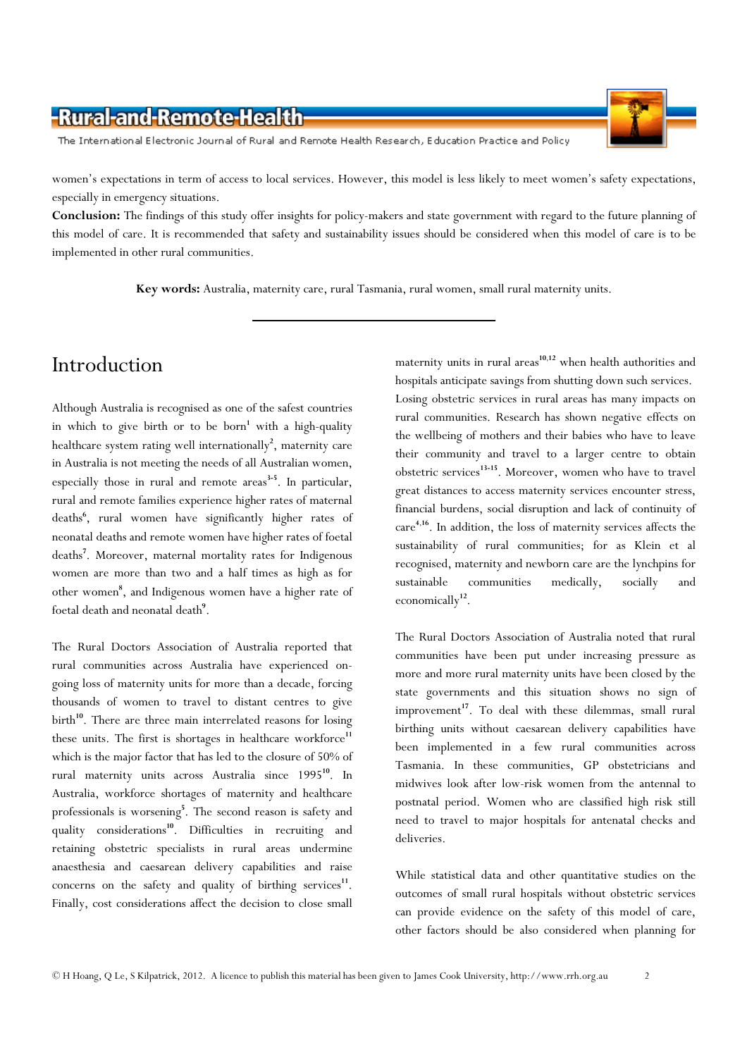women's expectations in term of access to local services. However, this model is less likely to meet women's safety expectations, especially in emergency situations.

**Conclusion:** The findings of this study offer insights for policy-makers and state government with regard to the future planning of this model of care. It is recommended that safety and sustainability issues should be considered when this model of care is to be implemented in other rural communities.

**Key words:** Australia, maternity care, rural Tasmania, rural women, small rural maternity units.

# Introduction

Although Australia is recognised as one of the safest countries in which to give birth or to be born[1] with a high-quality healthcare system rating well internationally[2], maternity care in Australia is not meeting the needs of all Australian women, especially those in rural and remote areas[3-5]. In particular, rural and remote families experience higher rates of maternal deaths[6], rural women have significantly higher rates of neonatal deaths and remote women have higher rates of foetal deaths[7]. Moreover, maternal mortality rates for Indigenous women are more than two and a half times as high as for other women[8], and Indigenous women have a higher rate of foetal death and neonatal death[9].

The Rural Doctors Association of Australia reported that rural communities across Australia have experienced on-going loss of maternity units for more than a decade, forcing thousands of women to travel to distant centres to give birth[10]. There are three main interrelated reasons for losing these units. The first is shortages in healthcare workforce[11] which is the major factor that has led to the closure of 50% of rural maternity units across Australia since 1995[10]. In Australia, workforce shortages of maternity and healthcare professionals is worsening[5]. The second reason is safety and quality considerations[10]. Difficulties in recruiting and retaining obstetric specialists in rural areas undermine anaesthesia and caesarean delivery capabilities and raise concerns on the safety and quality of birthing services[11]. Finally, cost considerations affect the decision to close small maternity units in rural areas[10,12] when health authorities and hospitals anticipate savings from shutting down such services. Losing obstetric services in rural areas has many impacts on rural communities. Research has shown negative effects on the wellbeing of mothers and their babies who have to leave their community and travel to a larger centre to obtain obstetric services[13-15]. Moreover, women who have to travel great distances to access maternity services encounter stress, financial burdens, social disruption and lack of continuity of care[4,16]. In addition, the loss of maternity services affects the sustainability of rural communities; for as Klein et al recognised, maternity and newborn care are the lynchpins for sustainable communities medically, socially and economically[12].

The Rural Doctors Association of Australia noted that rural communities have been put under increasing pressure as more and more rural maternity units have been closed by the state governments and this situation shows no sign of improvement[17]. To deal with these dilemmas, small rural birthing units without caesarean delivery capabilities have been implemented in a few rural communities across Tasmania. In these communities, GP obstetricians and midwives look after low-risk women from the antennal to postnatal period. Women who are classified high risk still need to travel to major hospitals for antenatal checks and deliveries.

While statistical data and other quantitative studies on the outcomes of small rural hospitals without obstetric services can provide evidence on the safety of this model of care, other factors should be also considered when planning for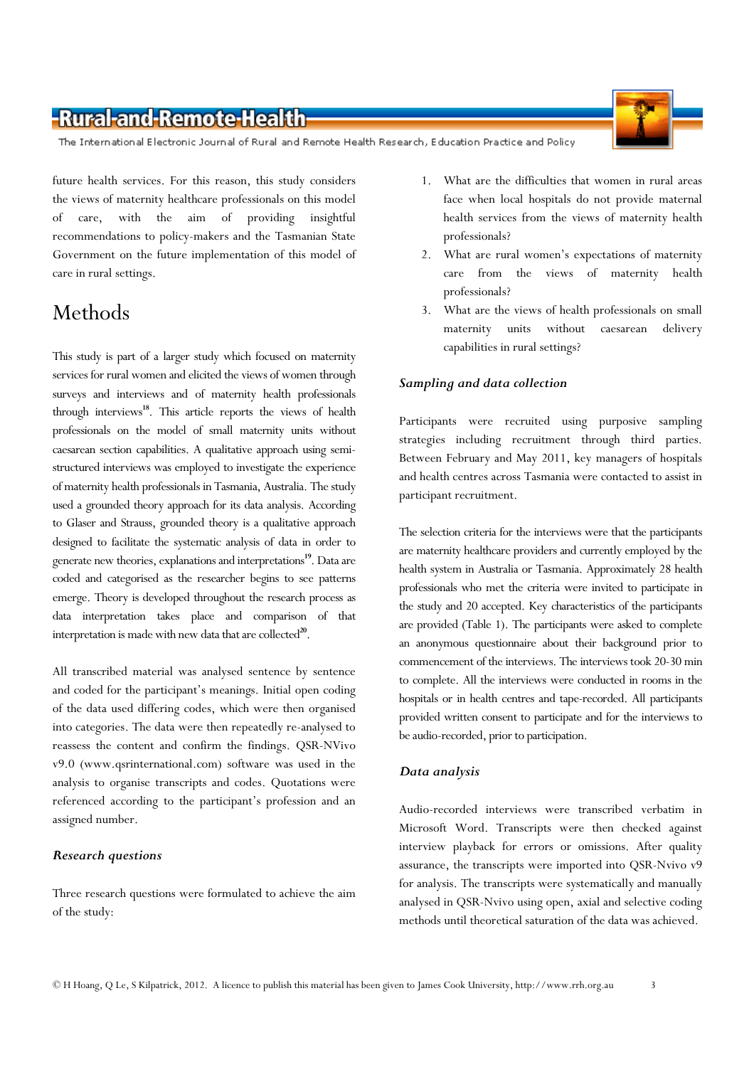future health services. For this reason, this study considers the views of maternity healthcare professionals on this model of care, with the aim of providing insightful recommendations to policy-makers and the Tasmanian State Government on the future implementation of this model of care in rural settings.

# Methods

This study is part of a larger study which focused on maternity services for rural women and elicited the views of women through surveys and interviews and of maternity health professionals through interviews[18]. This article reports the views of health professionals on the model of small maternity units without caesarean section capabilities. A qualitative approach using semi-structured interviews was employed to investigate the experience of maternity health professionals in Tasmania, Australia. The study used a grounded theory approach for its data analysis. According to Glaser and Strauss, grounded theory is a qualitative approach designed to facilitate the systematic analysis of data in order to generate new theories, explanations and interpretations[19]. Data are coded and categorised as the researcher begins to see patterns emerge. Theory is developed throughout the research process as data interpretation takes place and comparison of that interpretation is made with new data that are collected[20].

All transcribed material was analysed sentence by sentence and coded for the participant's meanings. Initial open coding of the data used differing codes, which were then organised into categories. The data were then repeatedly re-analysed to reassess the content and confirm the findings. QSR-NVivo v9.0 (www.qsrinternational.com) software was used in the analysis to organise transcripts and codes. Quotations were referenced according to the participant's profession and an assigned number.

### Research questions

Three research questions were formulated to achieve the aim of the study:

1. What are the difficulties that women in rural areas face when local hospitals do not provide maternal health services from the views of maternity health professionals?
2. What are rural women's expectations of maternity care from the views of maternity health professionals?
3. What are the views of health professionals on small maternity units without caesarean delivery capabilities in rural settings?

### Sampling and data collection

Participants were recruited using purposive sampling strategies including recruitment through third parties. Between February and May 2011, key managers of hospitals and health centres across Tasmania were contacted to assist in participant recruitment.

The selection criteria for the interviews were that the participants are maternity healthcare providers and currently employed by the health system in Australia or Tasmania. Approximately 28 health professionals who met the criteria were invited to participate in the study and 20 accepted. Key characteristics of the participants are provided (Table 1). The participants were asked to complete an anonymous questionnaire about their background prior to commencement of the interviews. The interviews took 20-30 min to complete. All the interviews were conducted in rooms in the hospitals or in health centres and tape-recorded. All participants provided written consent to participate and for the interviews to be audio-recorded, prior to participation.

### Data analysis

Audio-recorded interviews were transcribed verbatim in Microsoft Word. Transcripts were then checked against interview playback for errors or omissions. After quality assurance, the transcripts were imported into QSR-Nvivo v9 for analysis. The transcripts were systematically and manually analysed in QSR-Nvivo using open, axial and selective coding methods until theoretical saturation of the data was achieved.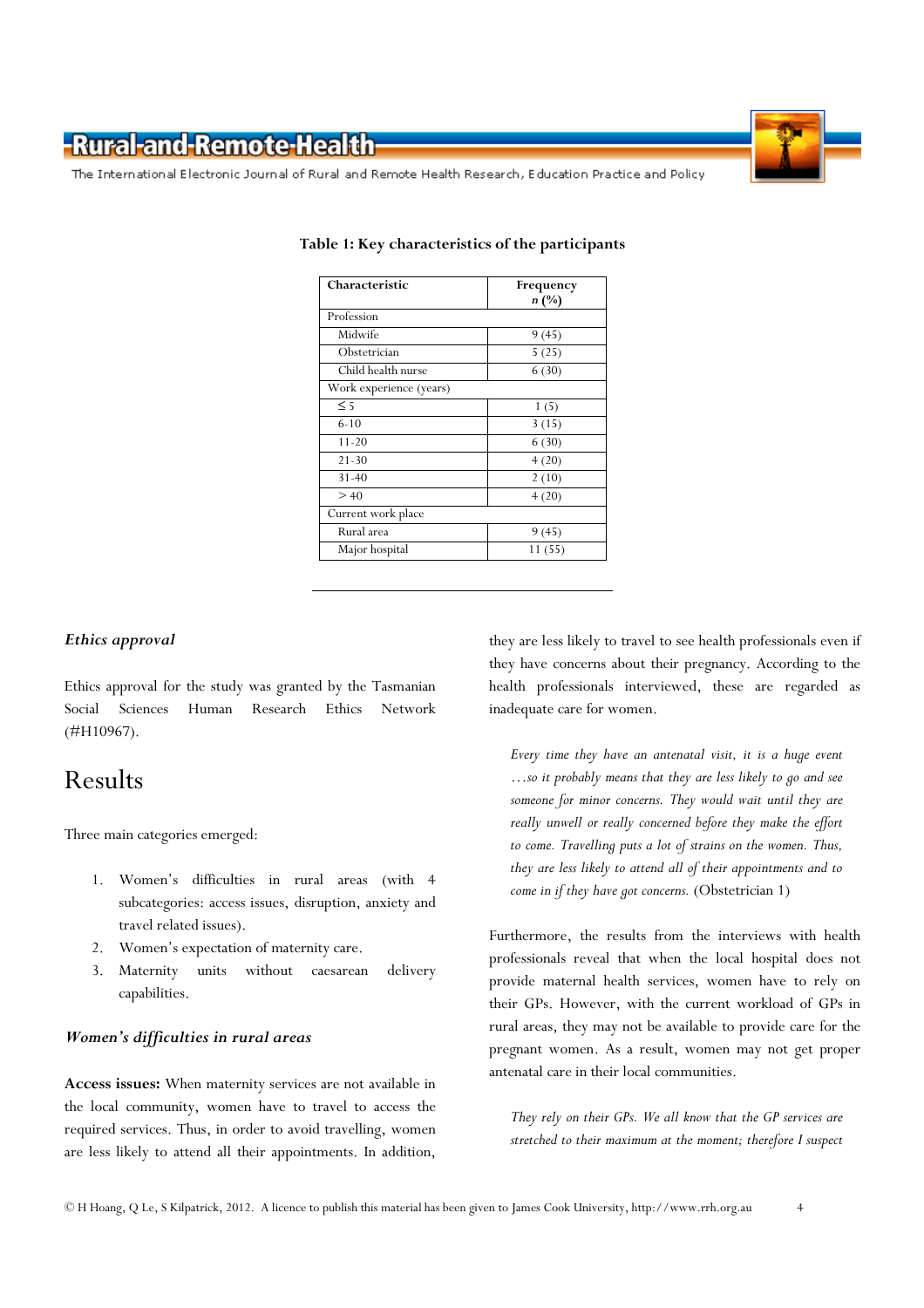**Table 1: Key characteristics of the participants**

| Characteristic | Frequency n (%) |
|---|---|
| Profession | |
| Midwife | 9 (45) |
| Obstetrician | 5 (25) |
| Child health nurse | 6 (30) |
| Work experience (years) | |
| ≤ 5 | 1 (5) |
| 6-10 | 3 (15) |
| 11-20 | 6 (30) |
| 21-30 | 4 (20) |
| 31-40 | 2 (10) |
| > 40 | 4 (20) |
| Current work place | |
| Rural area | 9 (45) |
| Major hospital | 11 (55) |

### *Ethics approval*

Ethics approval for the study was granted by the Tasmanian Social Sciences Human Research Ethics Network (#H10967).

## Results

Three main categories emerged:

1. Women's difficulties in rural areas (with 4 subcategories: access issues, disruption, anxiety and travel related issues).
2. Women's expectation of maternity care.
3. Maternity units without caesarean delivery capabilities.

### *Women's difficulties in rural areas*

**Access issues:** When maternity services are not available in the local community, women have to travel to access the required services. Thus, in order to avoid travelling, women are less likely to attend all their appointments. In addition, they are less likely to travel to see health professionals even if they have concerns about their pregnancy. According to the health professionals interviewed, these are regarded as inadequate care for women.

> *Every time they have an antenatal visit, it is a huge event …so it probably means that they are less likely to go and see someone for minor concerns. They would wait until they are really unwell or really concerned before they make the effort to come. Travelling puts a lot of strains on the women. Thus, they are less likely to attend all of their appointments and to come in if they have got concerns.* (Obstetrician 1)

Furthermore, the results from the interviews with health professionals reveal that when the local hospital does not provide maternal health services, women have to rely on their GPs. However, with the current workload of GPs in rural areas, they may not be available to provide care for the pregnant women. As a result, women may not get proper antenatal care in their local communities.

> *They rely on their GPs. We all know that the GP services are stretched to their maximum at the moment; therefore I suspect*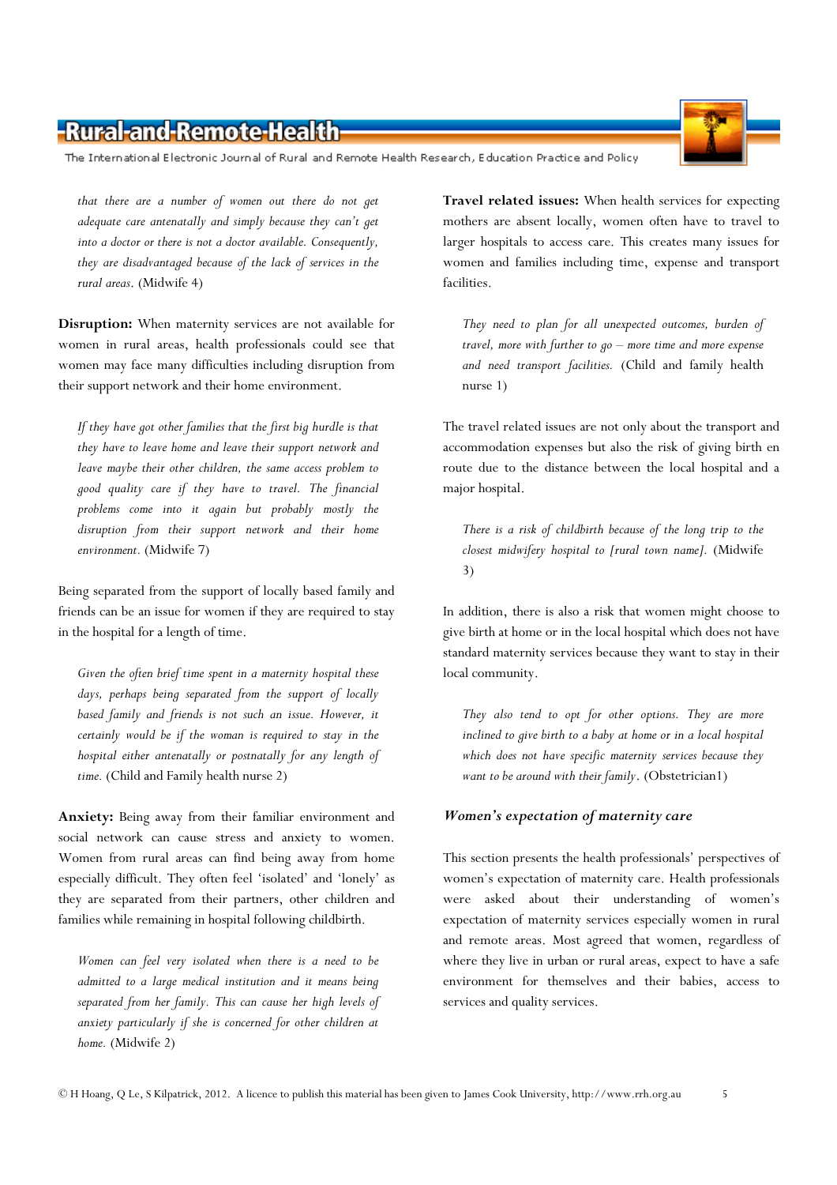*that there are a number of women out there do not get adequate care antenatally and simply because they can't get into a doctor or there is not a doctor available. Consequently, they are disadvantaged because of the lack of services in the rural areas*. (Midwife 4)

**Disruption:** When maternity services are not available for women in rural areas, health professionals could see that women may face many difficulties including disruption from their support network and their home environment.

> *If they have got other families that the first big hurdle is that they have to leave home and leave their support network and leave maybe their other children, the same access problem to good quality care if they have to travel. The financial problems come into it again but probably mostly the disruption from their support network and their home environment*. (Midwife 7)

Being separated from the support of locally based family and friends can be an issue for women if they are required to stay in the hospital for a length of time.

> *Given the often brief time spent in a maternity hospital these days, perhaps being separated from the support of locally based family and friends is not such an issue. However, it certainly would be if the woman is required to stay in the hospital either antenatally or postnatally for any length of time*. (Child and Family health nurse 2)

**Anxiety:** Being away from their familiar environment and social network can cause stress and anxiety to women. Women from rural areas can find being away from home especially difficult. They often feel 'isolated' and 'lonely' as they are separated from their partners, other children and families while remaining in hospital following childbirth.

> *Women can feel very isolated when there is a need to be admitted to a large medical institution and it means being separated from her family. This can cause her high levels of anxiety particularly if she is concerned for other children at home*. (Midwife 2)

**Travel related issues:** When health services for expecting mothers are absent locally, women often have to travel to larger hospitals to access care. This creates many issues for women and families including time, expense and transport facilities.

> *They need to plan for all unexpected outcomes, burden of travel, more with further to go – more time and more expense and need transport facilities*. (Child and family health nurse 1)

The travel related issues are not only about the transport and accommodation expenses but also the risk of giving birth en route due to the distance between the local hospital and a major hospital.

> *There is a risk of childbirth because of the long trip to the closest midwifery hospital to [rural town name]*. (Midwife 3)

In addition, there is also a risk that women might choose to give birth at home or in the local hospital which does not have standard maternity services because they want to stay in their local community.

> *They also tend to opt for other options. They are more inclined to give birth to a baby at home or in a local hospital which does not have specific maternity services because they want to be around with their family*. (Obstetrician1)

### *Women's expectation of maternity care*

This section presents the health professionals' perspectives of women's expectation of maternity care. Health professionals were asked about their understanding of women's expectation of maternity services especially women in rural and remote areas. Most agreed that women, regardless of where they live in urban or rural areas, expect to have a safe environment for themselves and their babies, access to services and quality services.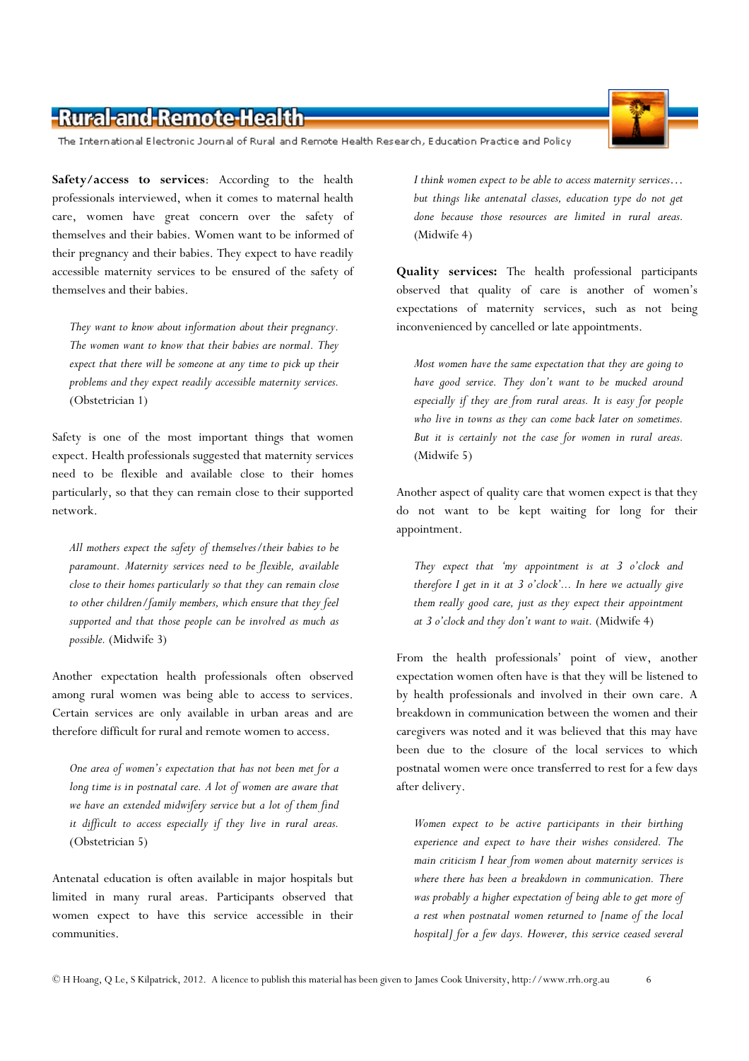**Safety/access to services**: According to the health professionals interviewed, when it comes to maternal health care, women have great concern over the safety of themselves and their babies. Women want to be informed of their pregnancy and their babies. They expect to have readily accessible maternity services to be ensured of the safety of themselves and their babies.

> *They want to know about information about their pregnancy. The women want to know that their babies are normal. They expect that there will be someone at any time to pick up their problems and they expect readily accessible maternity services.* (Obstetrician 1)

Safety is one of the most important things that women expect. Health professionals suggested that maternity services need to be flexible and available close to their homes particularly, so that they can remain close to their supported network.

> *All mothers expect the safety of themselves/their babies to be paramount. Maternity services need to be flexible, available close to their homes particularly so that they can remain close to other children/family members, which ensure that they feel supported and that those people can be involved as much as possible.* (Midwife 3)

Another expectation health professionals often observed among rural women was being able to access to services. Certain services are only available in urban areas and are therefore difficult for rural and remote women to access.

> *One area of women's expectation that has not been met for a long time is in postnatal care. A lot of women are aware that we have an extended midwifery service but a lot of them find it difficult to access especially if they live in rural areas.* (Obstetrician 5)

Antenatal education is often available in major hospitals but limited in many rural areas. Participants observed that women expect to have this service accessible in their communities.

> *I think women expect to be able to access maternity services… but things like antenatal classes, education type do not get done because those resources are limited in rural areas.* (Midwife 4)

**Quality services:** The health professional participants observed that quality of care is another of women's expectations of maternity services, such as not being inconvenienced by cancelled or late appointments.

> *Most women have the same expectation that they are going to have good service. They don't want to be mucked around especially if they are from rural areas. It is easy for people who live in towns as they can come back later on sometimes. But it is certainly not the case for women in rural areas.* (Midwife 5)

Another aspect of quality care that women expect is that they do not want to be kept waiting for long for their appointment.

> *They expect that 'my appointment is at 3 o'clock and therefore I get in it at 3 o'clock'… In here we actually give them really good care, just as they expect their appointment at 3 o'clock and they don't want to wait.* (Midwife 4)

From the health professionals' point of view, another expectation women often have is that they will be listened to by health professionals and involved in their own care. A breakdown in communication between the women and their caregivers was noted and it was believed that this may have been due to the closure of the local services to which postnatal women were once transferred to rest for a few days after delivery.

> *Women expect to be active participants in their birthing experience and expect to have their wishes considered. The main criticism I hear from women about maternity services is where there has been a breakdown in communication. There was probably a higher expectation of being able to get more of a rest when postnatal women returned to [name of the local hospital] for a few days. However, this service ceased several*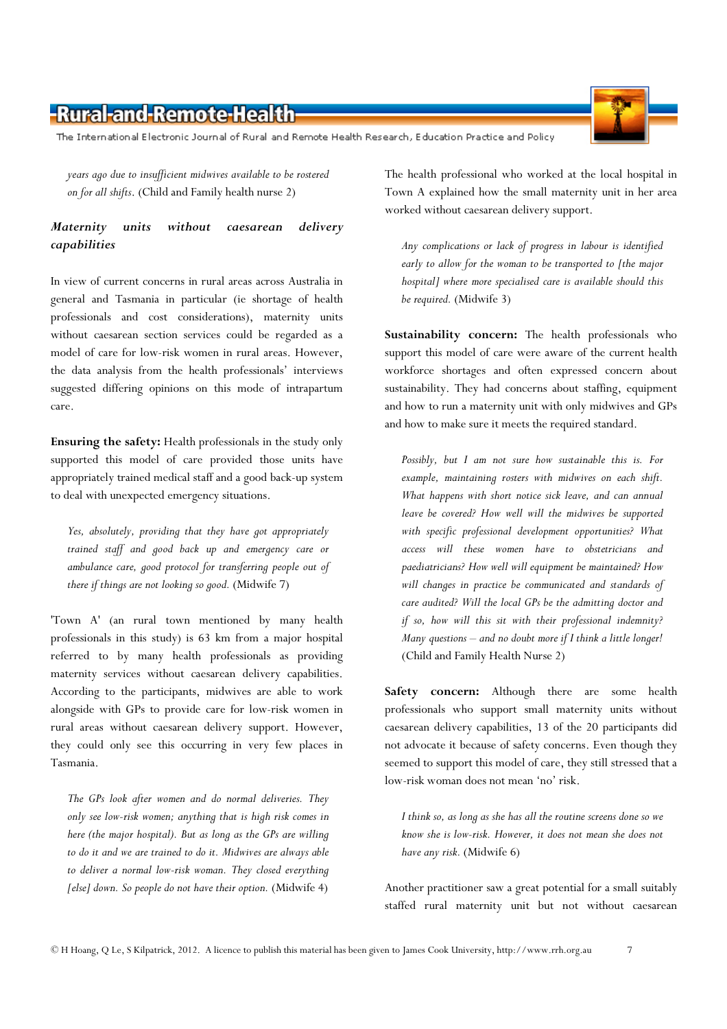*years ago due to insufficient midwives available to be rostered on for all shifts.* (Child and Family health nurse 2)

### *Maternity units without caesarean delivery capabilities*

In view of current concerns in rural areas across Australia in general and Tasmania in particular (ie shortage of health professionals and cost considerations), maternity units without caesarean section services could be regarded as a model of care for low-risk women in rural areas. However, the data analysis from the health professionals' interviews suggested differing opinions on this mode of intrapartum care.

**Ensuring the safety:** Health professionals in the study only supported this model of care provided those units have appropriately trained medical staff and a good back-up system to deal with unexpected emergency situations.

> *Yes, absolutely, providing that they have got appropriately trained staff and good back up and emergency care or ambulance care, good protocol for transferring people out of there if things are not looking so good.* (Midwife 7)

'Town A' (an rural town mentioned by many health professionals in this study) is 63 km from a major hospital referred to by many health professionals as providing maternity services without caesarean delivery capabilities. According to the participants, midwives are able to work alongside with GPs to provide care for low-risk women in rural areas without caesarean delivery support. However, they could only see this occurring in very few places in Tasmania.

> *The GPs look after women and do normal deliveries. They only see low-risk women; anything that is high risk comes in here (the major hospital). But as long as the GPs are willing to do it and we are trained to do it. Midwives are always able to deliver a normal low-risk woman. They closed everything [else] down. So people do not have their option.* (Midwife 4)

The health professional who worked at the local hospital in Town A explained how the small maternity unit in her area worked without caesarean delivery support.

> *Any complications or lack of progress in labour is identified early to allow for the woman to be transported to [the major hospital] where more specialised care is available should this be required.* (Midwife 3)

**Sustainability concern:** The health professionals who support this model of care were aware of the current health workforce shortages and often expressed concern about sustainability. They had concerns about staffing, equipment and how to run a maternity unit with only midwives and GPs and how to make sure it meets the required standard.

> *Possibly, but I am not sure how sustainable this is. For example, maintaining rosters with midwives on each shift. What happens with short notice sick leave, and can annual leave be covered? How well will the midwives be supported with specific professional development opportunities? What access will these women have to obstetricians and paediatricians? How well will equipment be maintained? How will changes in practice be communicated and standards of care audited? Will the local GPs be the admitting doctor and if so, how will this sit with their professional indemnity? Many questions – and no doubt more if I think a little longer!* (Child and Family Health Nurse 2)

**Safety concern:** Although there are some health professionals who support small maternity units without caesarean delivery capabilities, 13 of the 20 participants did not advocate it because of safety concerns. Even though they seemed to support this model of care, they still stressed that a low-risk woman does not mean 'no' risk.

> *I think so, as long as she has all the routine screens done so we know she is low-risk. However, it does not mean she does not have any risk.* (Midwife 6)

Another practitioner saw a great potential for a small suitably staffed rural maternity unit but not without caesarean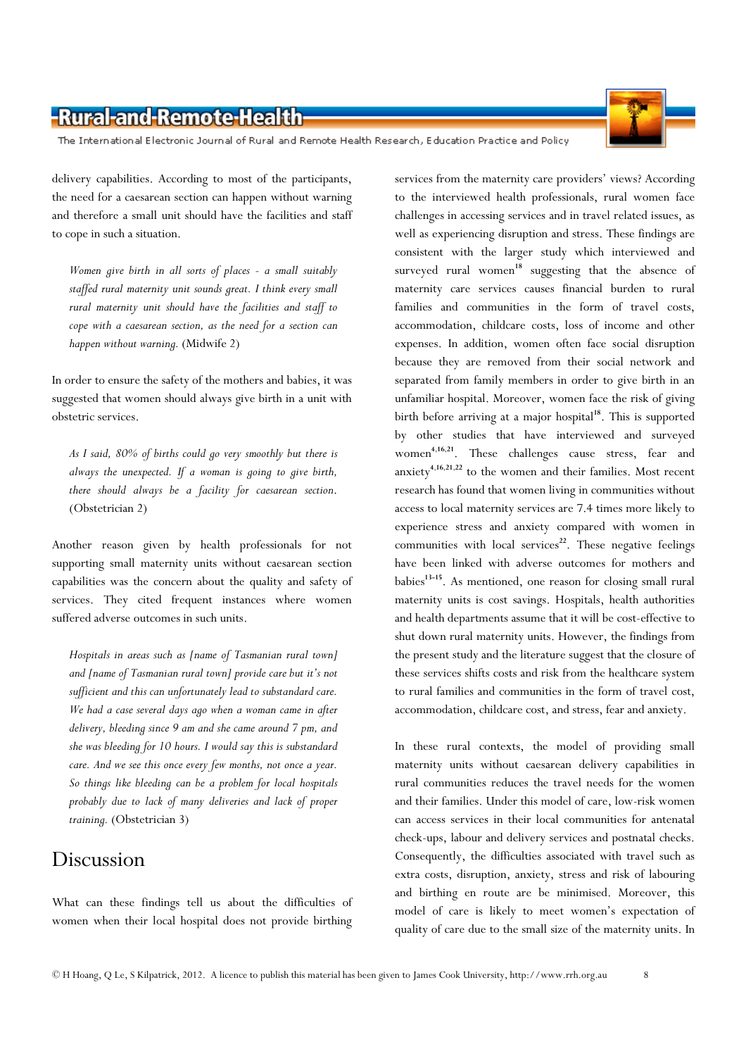delivery capabilities. According to most of the participants, the need for a caesarean section can happen without warning and therefore a small unit should have the facilities and staff to cope in such a situation.

> *Women give birth in all sorts of places - a small suitably staffed rural maternity unit sounds great. I think every small rural maternity unit should have the facilities and staff to cope with a caesarean section, as the need for a section can happen without warning.* (Midwife 2)

In order to ensure the safety of the mothers and babies, it was suggested that women should always give birth in a unit with obstetric services.

> *As I said, 80% of births could go very smoothly but there is always the unexpected. If a woman is going to give birth, there should always be a facility for caesarean section.* (Obstetrician 2)

Another reason given by health professionals for not supporting small maternity units without caesarean section capabilities was the concern about the quality and safety of services. They cited frequent instances where women suffered adverse outcomes in such units.

> *Hospitals in areas such as [name of Tasmanian rural town] and [name of Tasmanian rural town] provide care but it's not sufficient and this can unfortunately lead to substandard care. We had a case several days ago when a woman came in after delivery, bleeding since 9 am and she came around 7 pm, and she was bleeding for 10 hours. I would say this is substandard care. And we see this once every few months, not once a year. So things like bleeding can be a problem for local hospitals probably due to lack of many deliveries and lack of proper training.* (Obstetrician 3)

# Discussion

What can these findings tell us about the difficulties of women when their local hospital does not provide birthing services from the maternity care providers' views? According to the interviewed health professionals, rural women face challenges in accessing services and in travel related issues, as well as experiencing disruption and stress. These findings are consistent with the larger study which interviewed and surveyed rural women[18] suggesting that the absence of maternity care services causes financial burden to rural families and communities in the form of travel costs, accommodation, childcare costs, loss of income and other expenses. In addition, women often face social disruption because they are removed from their social network and separated from family members in order to give birth in an unfamiliar hospital. Moreover, women face the risk of giving birth before arriving at a major hospital[18]. This is supported by other studies that have interviewed and surveyed women[4,16,21]. These challenges cause stress, fear and anxiety[4,16,21,22] to the women and their families. Most recent research has found that women living in communities without access to local maternity services are 7.4 times more likely to experience stress and anxiety compared with women in communities with local services[22]. These negative feelings have been linked with adverse outcomes for mothers and babies[13-15]. As mentioned, one reason for closing small rural maternity units is cost savings. Hospitals, health authorities and health departments assume that it will be cost-effective to shut down rural maternity units. However, the findings from the present study and the literature suggest that the closure of these services shifts costs and risk from the healthcare system to rural families and communities in the form of travel cost, accommodation, childcare cost, and stress, fear and anxiety.

In these rural contexts, the model of providing small maternity units without caesarean delivery capabilities in rural communities reduces the travel needs for the women and their families. Under this model of care, low-risk women can access services in their local communities for antenatal check-ups, labour and delivery services and postnatal checks. Consequently, the difficulties associated with travel such as extra costs, disruption, anxiety, stress and risk of labouring and birthing en route are be minimised. Moreover, this model of care is likely to meet women's expectation of quality of care due to the small size of the maternity units. In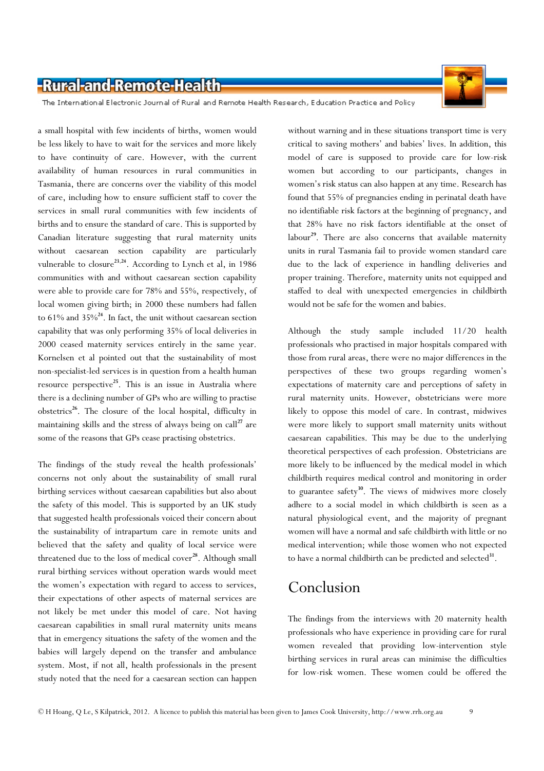a small hospital with few incidents of births, women would be less likely to have to wait for the services and more likely to have continuity of care. However, with the current availability of human resources in rural communities in Tasmania, there are concerns over the viability of this model of care, including how to ensure sufficient staff to cover the services in small rural communities with few incidents of births and to ensure the standard of care. This is supported by Canadian literature suggesting that rural maternity units without caesarean section capability are particularly vulnerable to closure[23,24]. According to Lynch et al, in 1986 communities with and without caesarean section capability were able to provide care for 78% and 55%, respectively, of local women giving birth; in 2000 these numbers had fallen to 61% and 35%[24]. In fact, the unit without caesarean section capability that was only performing 35% of local deliveries in 2000 ceased maternity services entirely in the same year. Kornelsen et al pointed out that the sustainability of most non-specialist-led services is in question from a health human resource perspective[25]. This is an issue in Australia where there is a declining number of GPs who are willing to practise obstetrics[26]. The closure of the local hospital, difficulty in maintaining skills and the stress of always being on call[27] are some of the reasons that GPs cease practising obstetrics.

The findings of the study reveal the health professionals' concerns not only about the sustainability of small rural birthing services without caesarean capabilities but also about the safety of this model. This is supported by an UK study that suggested health professionals voiced their concern about the sustainability of intrapartum care in remote units and believed that the safety and quality of local service were threatened due to the loss of medical cover[28]. Although small rural birthing services without operation wards would meet the women's expectation with regard to access to services, their expectations of other aspects of maternal services are not likely be met under this model of care. Not having caesarean capabilities in small rural maternity units means that in emergency situations the safety of the women and the babies will largely depend on the transfer and ambulance system. Most, if not all, health professionals in the present study noted that the need for a caesarean section can happen without warning and in these situations transport time is very critical to saving mothers' and babies' lives. In addition, this model of care is supposed to provide care for low-risk women but according to our participants, changes in women's risk status can also happen at any time. Research has found that 55% of pregnancies ending in perinatal death have no identifiable risk factors at the beginning of pregnancy, and that 28% have no risk factors identifiable at the onset of labour[29]. There are also concerns that available maternity units in rural Tasmania fail to provide women standard care due to the lack of experience in handling deliveries and proper training. Therefore, maternity units not equipped and staffed to deal with unexpected emergencies in childbirth would not be safe for the women and babies.

Although the study sample included 11/20 health professionals who practised in major hospitals compared with those from rural areas, there were no major differences in the perspectives of these two groups regarding women's expectations of maternity care and perceptions of safety in rural maternity units. However, obstetricians were more likely to oppose this model of care. In contrast, midwives were more likely to support small maternity units without caesarean capabilities. This may be due to the underlying theoretical perspectives of each profession. Obstetricians are more likely to be influenced by the medical model in which childbirth requires medical control and monitoring in order to guarantee safety[30]. The views of midwives more closely adhere to a social model in which childbirth is seen as a natural physiological event, and the majority of pregnant women will have a normal and safe childbirth with little or no medical intervention; while those women who not expected to have a normal childbirth can be predicted and selected[31].

## Conclusion

The findings from the interviews with 20 maternity health professionals who have experience in providing care for rural women revealed that providing low-intervention style birthing services in rural areas can minimise the difficulties for low-risk women. These women could be offered the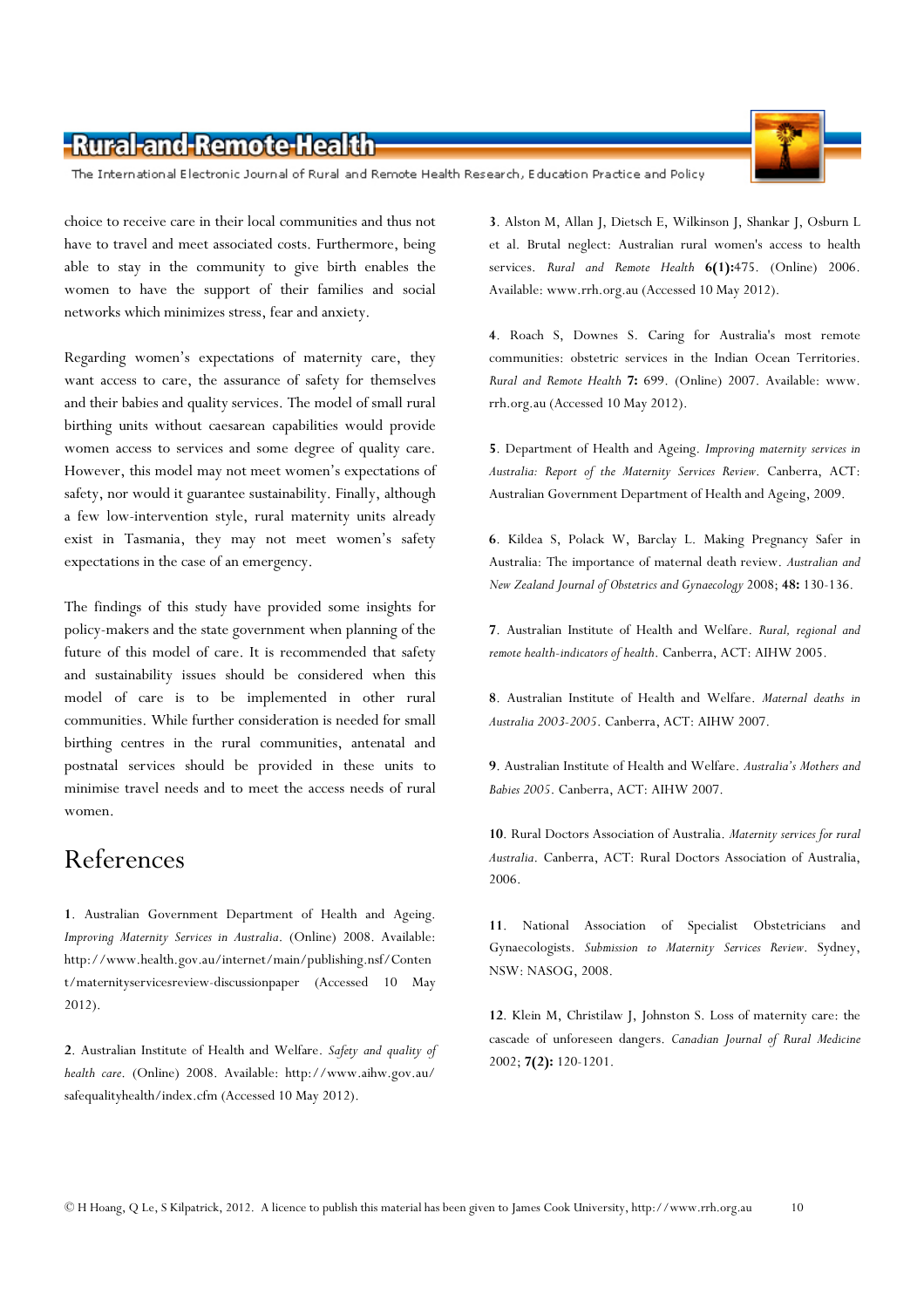choice to receive care in their local communities and thus not have to travel and meet associated costs. Furthermore, being able to stay in the community to give birth enables the women to have the support of their families and social networks which minimizes stress, fear and anxiety.

Regarding women's expectations of maternity care, they want access to care, the assurance of safety for themselves and their babies and quality services. The model of small rural birthing units without caesarean capabilities would provide women access to services and some degree of quality care. However, this model may not meet women's expectations of safety, nor would it guarantee sustainability. Finally, although a few low-intervention style, rural maternity units already exist in Tasmania, they may not meet women's safety expectations in the case of an emergency.

The findings of this study have provided some insights for policy-makers and the state government when planning of the future of this model of care. It is recommended that safety and sustainability issues should be considered when this model of care is to be implemented in other rural communities. While further consideration is needed for small birthing centres in the rural communities, antenatal and postnatal services should be provided in these units to minimise travel needs and to meet the access needs of rural women.

# References

**1**. Australian Government Department of Health and Ageing. *Improving Maternity Services in Australia*. (Online) 2008. Available: http://www.health.gov.au/internet/main/publishing.nsf/Content/maternityservicesreview-discussionpaper (Accessed 10 May 2012).

**2**. Australian Institute of Health and Welfare. *Safety and quality of health care*. (Online) 2008. Available: http://www.aihw.gov.au/safequalityhealth/index.cfm (Accessed 10 May 2012).

**3**. Alston M, Allan J, Dietsch E, Wilkinson J, Shankar J, Osburn L et al. Brutal neglect: Australian rural women's access to health services. *Rural and Remote Health* **6(1):**475. (Online) 2006. Available: www.rrh.org.au (Accessed 10 May 2012).

**4**. Roach S, Downes S. Caring for Australia's most remote communities: obstetric services in the Indian Ocean Territories. *Rural and Remote Health* **7:** 699. (Online) 2007. Available: www.rrh.org.au (Accessed 10 May 2012).

**5**. Department of Health and Ageing. *Improving maternity services in Australia: Report of the Maternity Services Review*. Canberra, ACT: Australian Government Department of Health and Ageing, 2009.

**6**. Kildea S, Polack W, Barclay L. Making Pregnancy Safer in Australia: The importance of maternal death review. *Australian and New Zealand Journal of Obstetrics and Gynaecology* 2008; **48:** 130-136.

**7**. Australian Institute of Health and Welfare. *Rural, regional and remote health-indicators of health*. Canberra, ACT: AIHW 2005.

**8**. Australian Institute of Health and Welfare. *Maternal deaths in Australia 2003-2005*. Canberra, ACT: AIHW 2007.

**9**. Australian Institute of Health and Welfare. *Australia's Mothers and Babies 2005*. Canberra, ACT: AIHW 2007.

**10**. Rural Doctors Association of Australia. *Maternity services for rural Australia*. Canberra, ACT: Rural Doctors Association of Australia, 2006.

**11**. National Association of Specialist Obstetricians and Gynaecologists. *Submission to Maternity Services Review*. Sydney, NSW: NASOG, 2008.

**12**. Klein M, Christilaw J, Johnston S. Loss of maternity care: the cascade of unforeseen dangers. *Canadian Journal of Rural Medicine* 2002; **7(2):** 120-1201.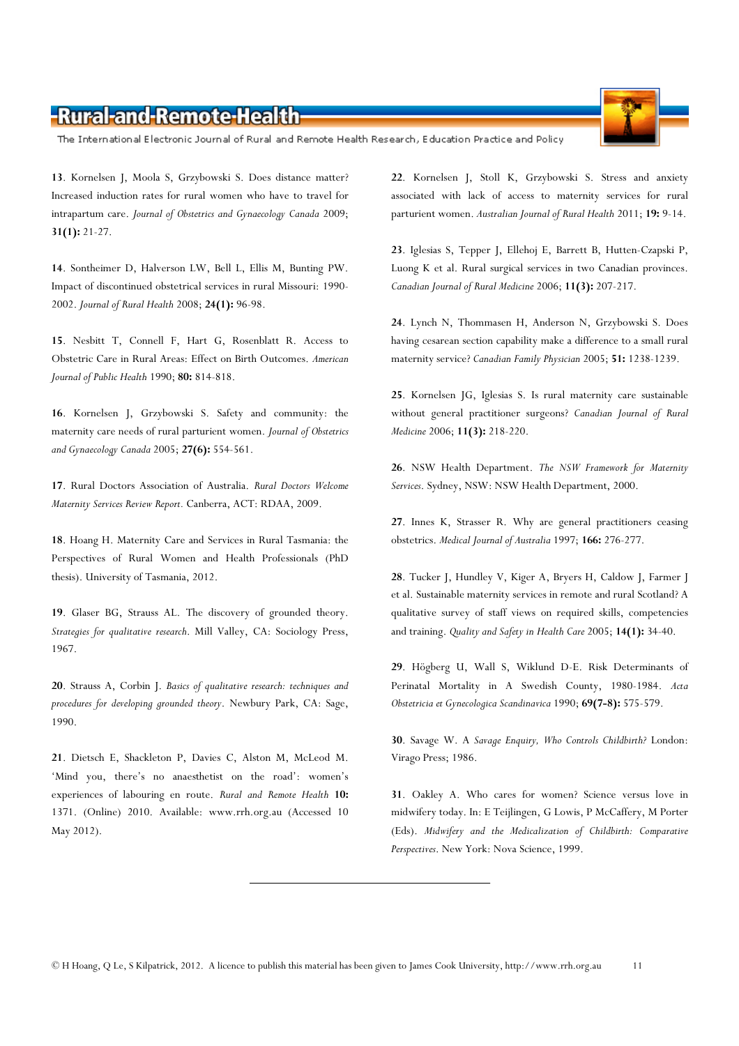**13**. Kornelsen J, Moola S, Grzybowski S. Does distance matter? Increased induction rates for rural women who have to travel for intrapartum care. *Journal of Obstetrics and Gynaecology Canada* 2009; **31(1):** 21-27.

**14**. Sontheimer D, Halverson LW, Bell L, Ellis M, Bunting PW. Impact of discontinued obstetrical services in rural Missouri: 1990-2002. *Journal of Rural Health* 2008; **24(1):** 96-98.

**15**. Nesbitt T, Connell F, Hart G, Rosenblatt R. Access to Obstetric Care in Rural Areas: Effect on Birth Outcomes. *American Journal of Public Health* 1990; **80:** 814-818.

**16**. Kornelsen J, Grzybowski S. Safety and community: the maternity care needs of rural parturient women. *Journal of Obstetrics and Gynaecology Canada* 2005; **27(6):** 554-561.

**17**. Rural Doctors Association of Australia. *Rural Doctors Welcome Maternity Services Review Report*. Canberra, ACT: RDAA, 2009.

**18**. Hoang H. Maternity Care and Services in Rural Tasmania: the Perspectives of Rural Women and Health Professionals (PhD thesis). University of Tasmania, 2012.

**19**. Glaser BG, Strauss AL. The discovery of grounded theory. *Strategies for qualitative research*. Mill Valley, CA: Sociology Press, 1967.

**20**. Strauss A, Corbin J. *Basics of qualitative research: techniques and procedures for developing grounded theory*. Newbury Park, CA: Sage, 1990.

**21**. Dietsch E, Shackleton P, Davies C, Alston M, McLeod M. 'Mind you, there's no anaesthetist on the road': women's experiences of labouring en route. *Rural and Remote Health* **10:** 1371. (Online) 2010. Available: www.rrh.org.au (Accessed 10 May 2012).

**22**. Kornelsen J, Stoll K, Grzybowski S. Stress and anxiety associated with lack of access to maternity services for rural parturient women. *Australian Journal of Rural Health* 2011; **19:** 9-14.

**23**. Iglesias S, Tepper J, Ellehoj E, Barrett B, Hutten-Czapski P, Luong K et al. Rural surgical services in two Canadian provinces. *Canadian Journal of Rural Medicine* 2006; **11(3):** 207-217.

**24**. Lynch N, Thommasen H, Anderson N, Grzybowski S. Does having cesarean section capability make a difference to a small rural maternity service? *Canadian Family Physician* 2005; **51:** 1238-1239.

**25**. Kornelsen JG, Iglesias S. Is rural maternity care sustainable without general practitioner surgeons? *Canadian Journal of Rural Medicine* 2006; **11(3):** 218-220.

**26**. NSW Health Department. *The NSW Framework for Maternity Services*. Sydney, NSW: NSW Health Department, 2000.

**27**. Innes K, Strasser R. Why are general practitioners ceasing obstetrics. *Medical Journal of Australia* 1997; **166:** 276-277.

**28**. Tucker J, Hundley V, Kiger A, Bryers H, Caldow J, Farmer J et al. Sustainable maternity services in remote and rural Scotland? A qualitative survey of staff views on required skills, competencies and training. *Quality and Safety in Health Care* 2005; **14(1):** 34-40.

**29**. Högberg U, Wall S, Wiklund D-E. Risk Determinants of Perinatal Mortality in A Swedish County, 1980-1984. *Acta Obstetricia et Gynecologica Scandinavica* 1990; **69(7-8):** 575-579.

**30**. Savage W. A *Savage Enquiry, Who Controls Childbirth?* London: Virago Press; 1986.

**31**. Oakley A. Who cares for women? Science versus love in midwifery today. In: E Teijlingen, G Lowis, P McCaffery, M Porter (Eds). *Midwifery and the Medicalization of Childbirth: Comparative Perspectives*. New York: Nova Science, 1999.